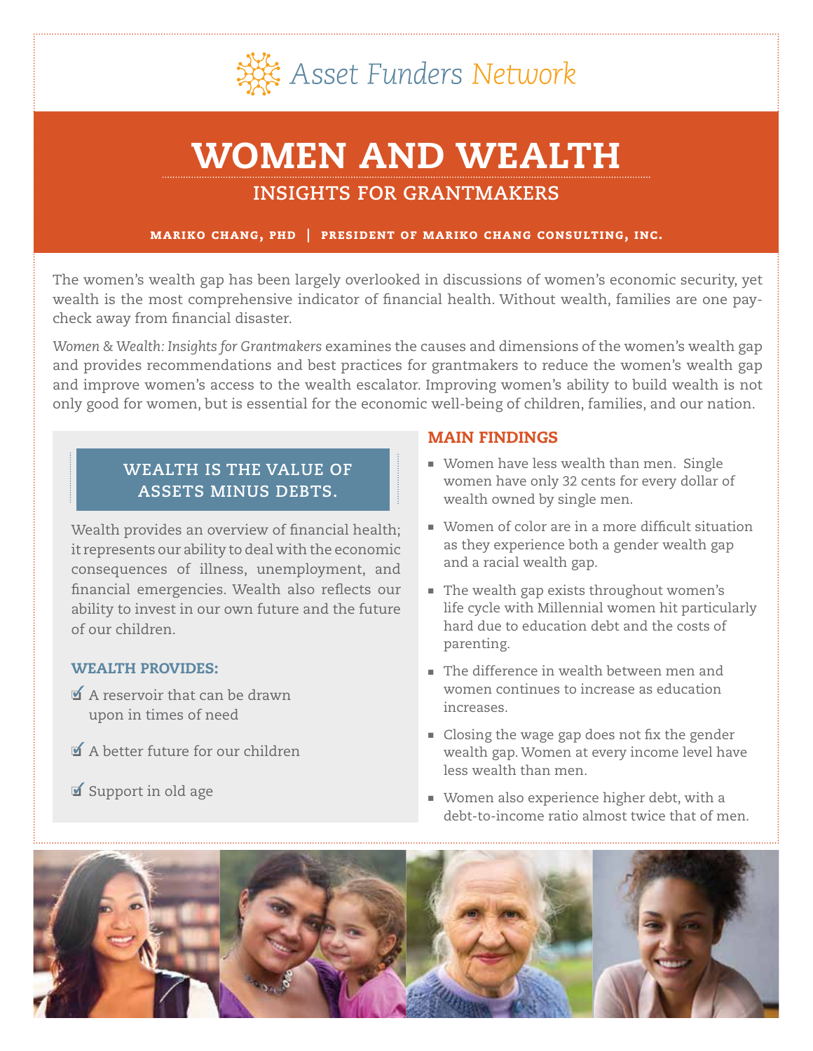Asset Funders Network

# WOMEN AND WEALTH

## INSIGHTS FOR GRANTMAKERS

**MARIKO CHANG, PHD | PRESIDENT OF MARIKO CHANG CONSULTING, INC.**

The women's wealth gap has been largely overlooked in discussions of women's economic security, yet wealth is the most comprehensive indicator of financial health. Without wealth, families are one paycheck away from financial disaster.

*Women & Wealth: Insights for Grantmakers* examines the causes and dimensions of the women's wealth gap and provides recommendations and best practices for grantmakers to reduce the women's wealth gap and improve women's access to the wealth escalator. Improving women's ability to build wealth is not only good for women, but is essential for the economic well-being of children, families, and our nation.

### WEALTH IS THE VALUE OF ASSETS MINUS DEBTS.

Wealth provides an overview of financial health; it represents our ability to deal with the economic consequences of illness, unemployment, and financial emergencies. Wealth also reflects our ability to invest in our own future and the future of our children.

### WEALTH PROVIDES:

- ☑ A reservoir that can be drawn upon in times of need
- ☑ A better future for our children
- ☑ Support in old age

### MAIN FINDINGS

- Women have less wealth than men. Single women have only 32 cents for every dollar of wealth owned by single men.
- Women of color are in a more difficult situation as they experience both a gender wealth gap and a racial wealth gap.
- The wealth gap exists throughout women's life cycle with Millennial women hit particularly hard due to education debt and the costs of parenting.
- The difference in wealth between men and women continues to increase as education increases.
- Closing the wage gap does not fix the gender wealth gap. Women at every income level have less wealth than men.
- Women also experience higher debt, with a debt-to-income ratio almost twice that of men.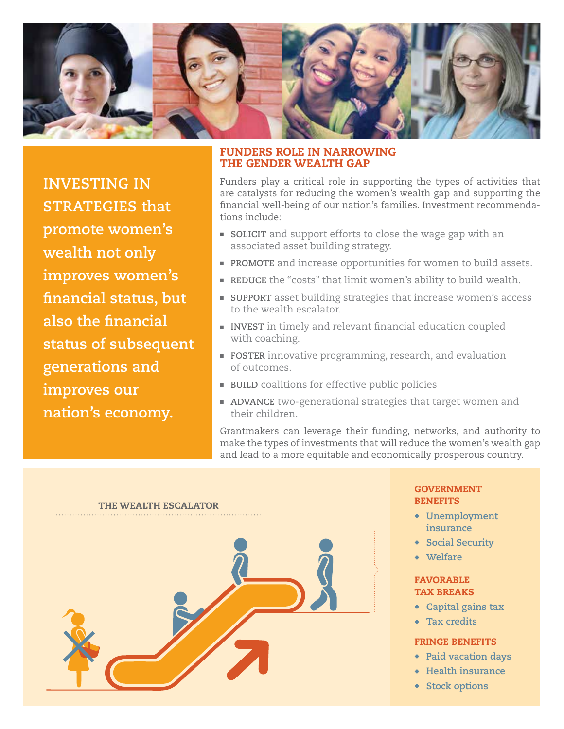**INVESTING IN STRATEGIES that promote women's wealth not only improves women's financial status, but also the financial status of subsequent generations and improves our nation's economy.**

## FUNDERS ROLE IN NARROWING THE GENDER WEALTH GAP

Funders play a critical role in supporting the types of activities that are catalysts for reducing the women's wealth gap and supporting the financial well-being of our nation's families. Investment recommendations include:

- **SOLICIT** and support efforts to close the wage gap with an associated asset building strategy.
- **PROMOTE** and increase opportunities for women to build assets.
- **REDUCE** the "costs" that limit women's ability to build wealth.
- **SUPPORT** asset building strategies that increase women's access to the wealth escalator.
- **INVEST** in timely and relevant financial education coupled with coaching.
- **FOSTER** innovative programming, research, and evaluation of outcomes.
- **BUILD** coalitions for effective public policies
- **ADVANCE** two-generational strategies that target women and their children.

Grantmakers can leverage their funding, networks, and authority to make the types of investments that will reduce the women's wealth gap and lead to a more equitable and economically prosperous country.

THE WEALTH ESCALATOR

**GOVERNMENT BENEFITS**

- Unemployment insurance
- Social Security
- Welfare

**FAVORABLE TAX BREAKS**

- Capital gains tax
- Tax credits

**FRINGE BENEFITS**

- Paid vacation days
- Health insurance
- Stock options